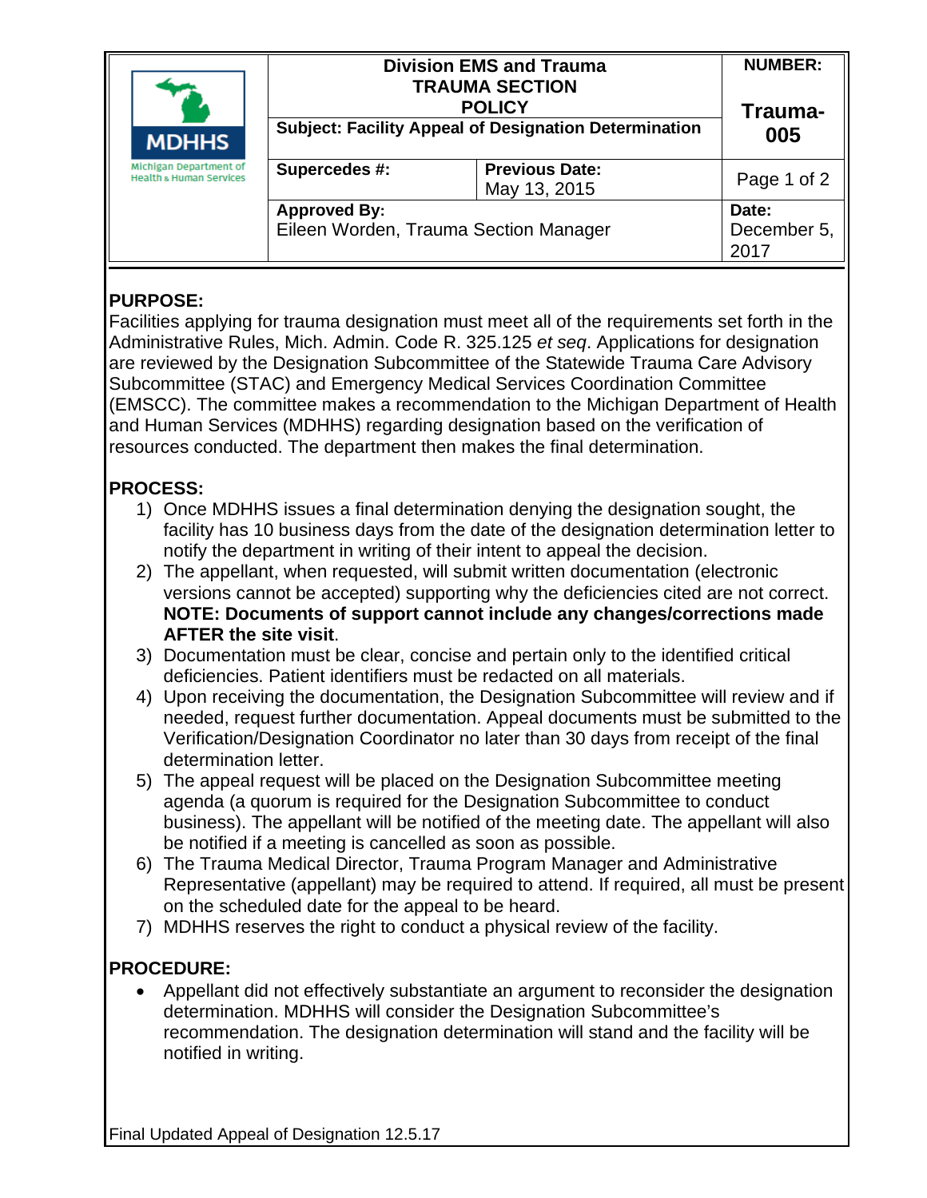| MDHHS Michigan Department of Health & Human Services | Division EMS and Trauma TRAUMA SECTION POLICY | | NUMBER: |
|---|---|---|---|
| | **Subject: Facility Appeal of Designation Determination** | | **Trauma-005** |
| | **Supercedes #:** | **Previous Date:** May 13, 2015 | Page 1 of 2 |
| | **Approved By:** Eileen Worden, Trauma Section Manager | | **Date:** December 5, 2017 |

## PURPOSE:

Facilities applying for trauma designation must meet all of the requirements set forth in the Administrative Rules, Mich. Admin. Code R. 325.125 *et seq*. Applications for designation are reviewed by the Designation Subcommittee of the Statewide Trauma Care Advisory Subcommittee (STAC) and Emergency Medical Services Coordination Committee (EMSCC). The committee makes a recommendation to the Michigan Department of Health and Human Services (MDHHS) regarding designation based on the verification of resources conducted. The department then makes the final determination.

## PROCESS:

1) Once MDHHS issues a final determination denying the designation sought, the facility has 10 business days from the date of the designation determination letter to notify the department in writing of their intent to appeal the decision.
2) The appellant, when requested, will submit written documentation (electronic versions cannot be accepted) supporting why the deficiencies cited are not correct. **NOTE: Documents of support cannot include any changes/corrections made AFTER the site visit**.
3) Documentation must be clear, concise and pertain only to the identified critical deficiencies. Patient identifiers must be redacted on all materials.
4) Upon receiving the documentation, the Designation Subcommittee will review and if needed, request further documentation. Appeal documents must be submitted to the Verification/Designation Coordinator no later than 30 days from receipt of the final determination letter.
5) The appeal request will be placed on the Designation Subcommittee meeting agenda (a quorum is required for the Designation Subcommittee to conduct business). The appellant will be notified of the meeting date. The appellant will also be notified if a meeting is cancelled as soon as possible.
6) The Trauma Medical Director, Trauma Program Manager and Administrative Representative (appellant) may be required to attend. If required, all must be present on the scheduled date for the appeal to be heard.
7) MDHHS reserves the right to conduct a physical review of the facility.

## PROCEDURE:

- Appellant did not effectively substantiate an argument to reconsider the designation determination. MDHHS will consider the Designation Subcommittee's recommendation. The designation determination will stand and the facility will be notified in writing.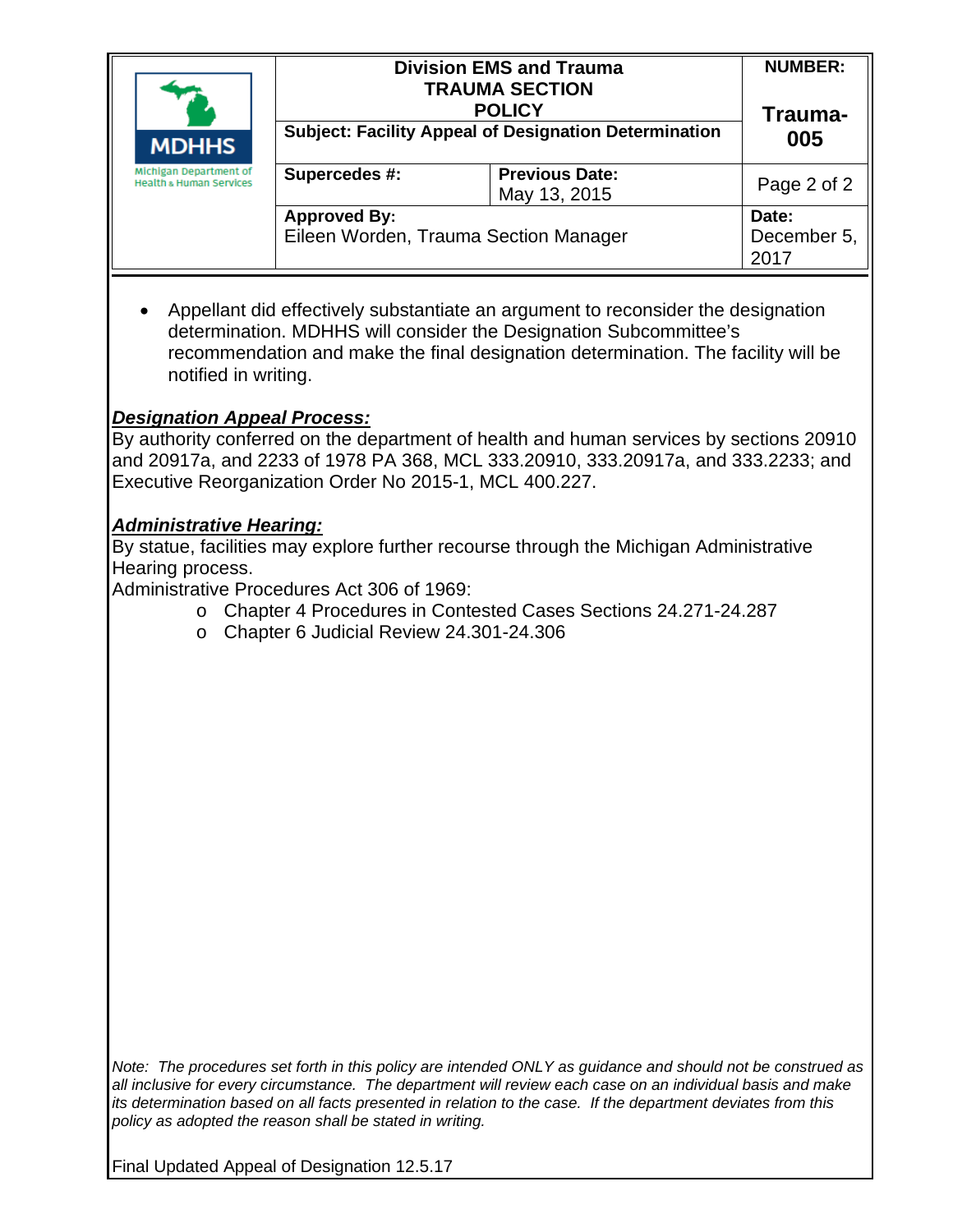- Appellant did effectively substantiate an argument to reconsider the designation determination. MDHHS will consider the Designation Subcommittee's recommendation and make the final designation determination. The facility will be notified in writing.

***Designation Appeal Process:***

By authority conferred on the department of health and human services by sections 20910 and 20917a, and 2233 of 1978 PA 368, MCL 333.20910, 333.20917a, and 333.2233; and Executive Reorganization Order No 2015-1, MCL 400.227.

***Administrative Hearing:***

By statue, facilities may explore further recourse through the Michigan Administrative Hearing process.

Administrative Procedures Act 306 of 1969:

- Chapter 4 Procedures in Contested Cases Sections 24.271-24.287
- Chapter 6 Judicial Review 24.301-24.306

*Note: The procedures set forth in this policy are intended ONLY as guidance and should not be construed as all inclusive for every circumstance. The department will review each case on an individual basis and make its determination based on all facts presented in relation to the case. If the department deviates from this policy as adopted the reason shall be stated in writing.*

Final Updated Appeal of Designation 12.5.17